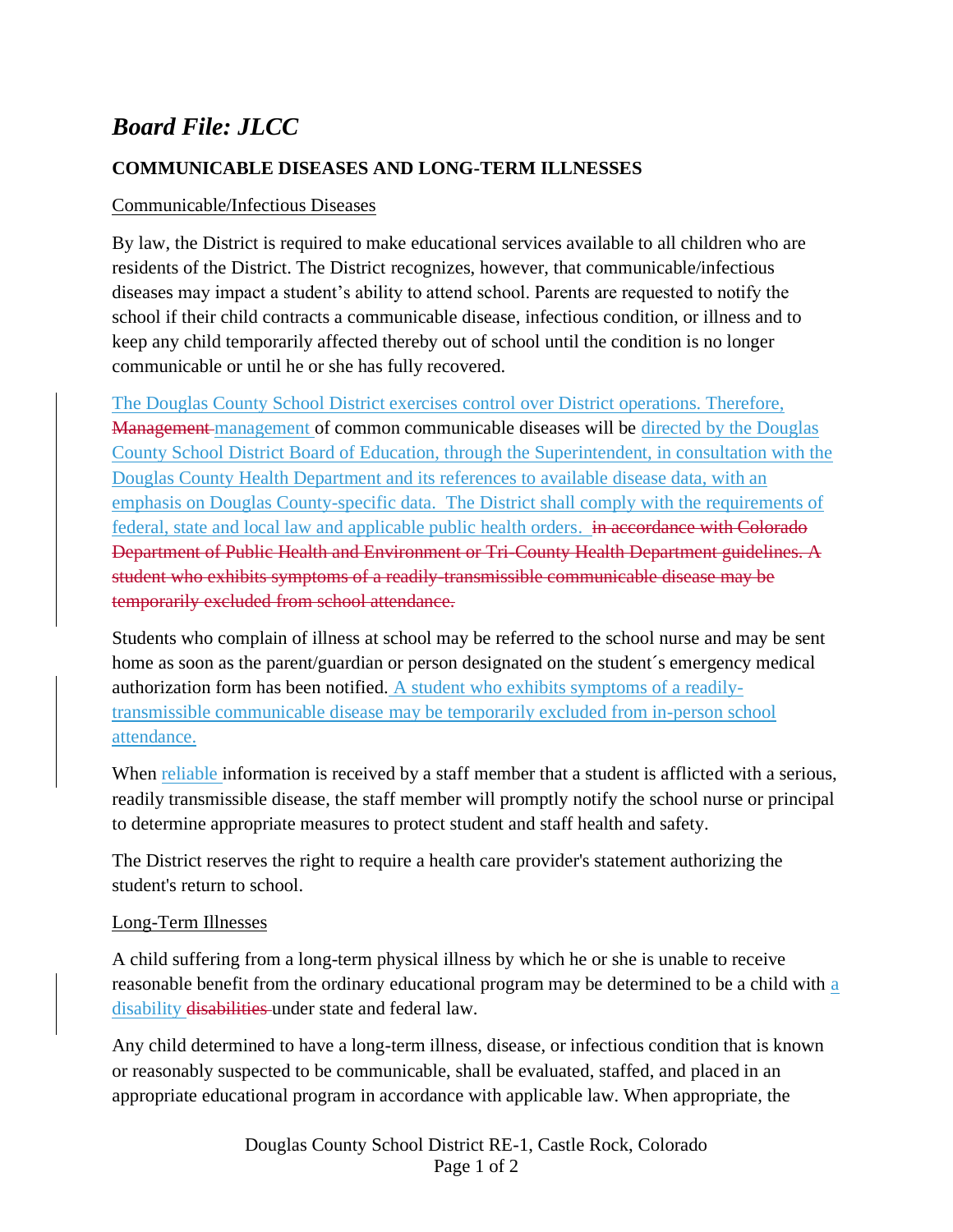# *Board File: JLCC*

**COMMUNICABLE DISEASES AND LONG-TERM ILLNESSES**

Communicable/Infectious Diseases

By law, the District is required to make educational services available to all children who are residents of the District. The District recognizes, however, that communicable/infectious diseases may impact a student's ability to attend school. Parents are requested to notify the school if their child contracts a communicable disease, infectious condition, or illness and to keep any child temporarily affected thereby out of school until the condition is no longer communicable or until he or she has fully recovered.

The Douglas County School District exercises control over District operations. Therefore, ~~Management~~ management of common communicable diseases will be directed by the Douglas County School District Board of Education, through the Superintendent, in consultation with the Douglas County Health Department and its references to available disease data, with an emphasis on Douglas County-specific data. The District shall comply with the requirements of federal, state and local law and applicable public health orders. ~~in accordance with Colorado Department of Public Health and Environment or Tri-County Health Department guidelines. A student who exhibits symptoms of a readily-transmissible communicable disease may be temporarily excluded from school attendance.~~

Students who complain of illness at school may be referred to the school nurse and may be sent home as soon as the parent/guardian or person designated on the student´s emergency medical authorization form has been notified. A student who exhibits symptoms of a readily-transmissible communicable disease may be temporarily excluded from in-person school attendance.

When reliable information is received by a staff member that a student is afflicted with a serious, readily transmissible disease, the staff member will promptly notify the school nurse or principal to determine appropriate measures to protect student and staff health and safety.

The District reserves the right to require a health care provider's statement authorizing the student's return to school.

Long-Term Illnesses

A child suffering from a long-term physical illness by which he or she is unable to receive reasonable benefit from the ordinary educational program may be determined to be a child with a disability ~~disabilities~~ under state and federal law.

Any child determined to have a long-term illness, disease, or infectious condition that is known or reasonably suspected to be communicable, shall be evaluated, staffed, and placed in an appropriate educational program in accordance with applicable law. When appropriate, the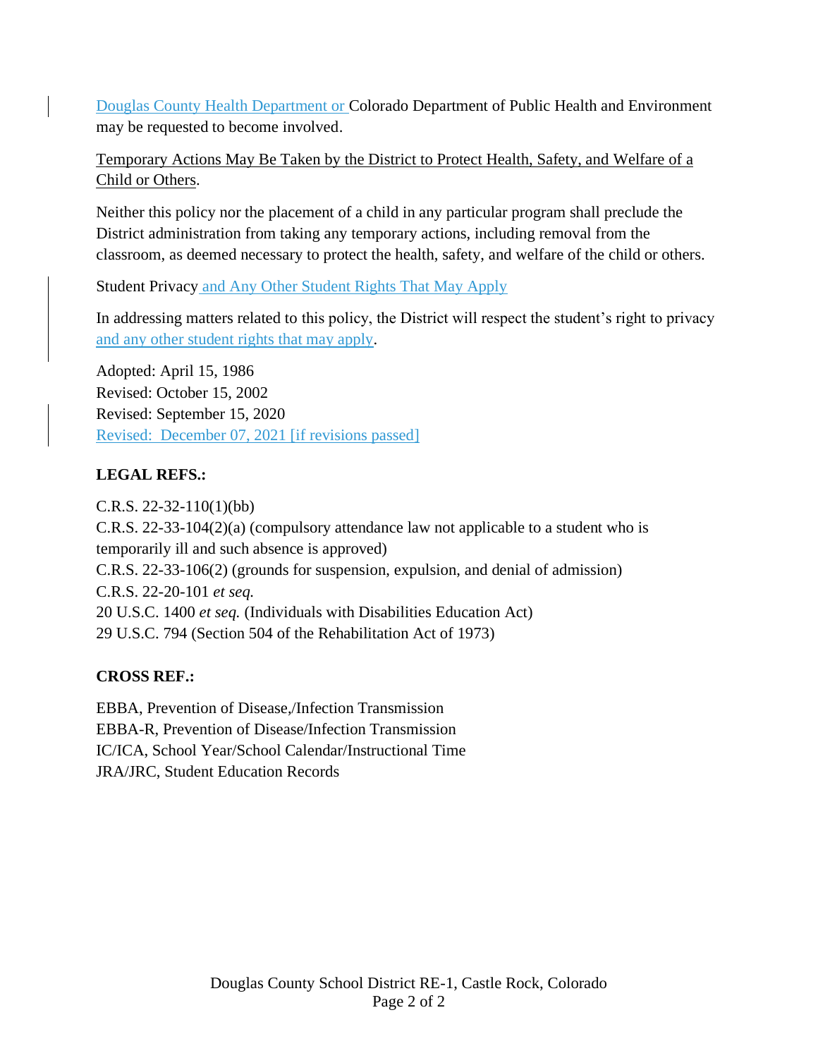Douglas County Health Department or Colorado Department of Public Health and Environment may be requested to become involved.

Temporary Actions May Be Taken by the District to Protect Health, Safety, and Welfare of a Child or Others.

Neither this policy nor the placement of a child in any particular program shall preclude the District administration from taking any temporary actions, including removal from the classroom, as deemed necessary to protect the health, safety, and welfare of the child or others.

Student Privacy and Any Other Student Rights That May Apply

In addressing matters related to this policy, the District will respect the student's right to privacy and any other student rights that may apply.

Adopted: April 15, 1986
Revised: October 15, 2002
Revised: September 15, 2020
Revised: December 07, 2021 [if revisions passed]

**LEGAL REFS.:**

C.R.S. 22-32-110(1)(bb)
C.R.S. 22-33-104(2)(a) (compulsory attendance law not applicable to a student who is temporarily ill and such absence is approved)
C.R.S. 22-33-106(2) (grounds for suspension, expulsion, and denial of admission)
C.R.S. 22-20-101 *et seq.*
20 U.S.C. 1400 *et seq.* (Individuals with Disabilities Education Act)
29 U.S.C. 794 (Section 504 of the Rehabilitation Act of 1973)

**CROSS REF.:**

EBBA, Prevention of Disease,/Infection Transmission
EBBA-R, Prevention of Disease/Infection Transmission
IC/ICA, School Year/School Calendar/Instructional Time
JRA/JRC, Student Education Records